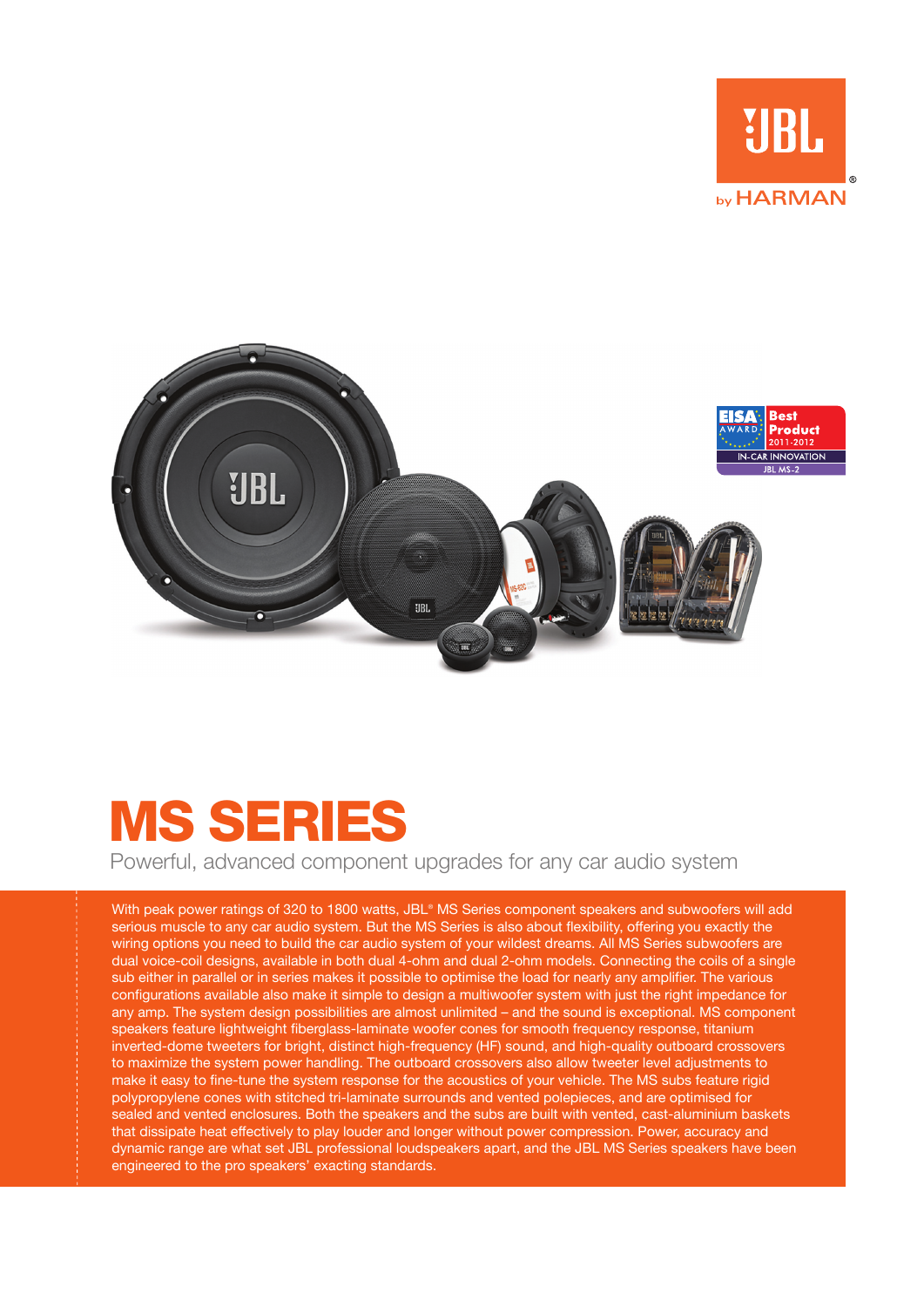# MS SERIES

Powerful, advanced component upgrades for any car audio system

With peak power ratings of 320 to 1800 watts, JBL® MS Series component speakers and subwoofers will add serious muscle to any car audio system. But the MS Series is also about flexibility, offering you exactly the wiring options you need to build the car audio system of your wildest dreams. All MS Series subwoofers are dual voice-coil designs, available in both dual 4-ohm and dual 2-ohm models. Connecting the coils of a single sub either in parallel or in series makes it possible to optimise the load for nearly any amplifier. The various configurations available also make it simple to design a multiwoofer system with just the right impedance for any amp. The system design possibilities are almost unlimited – and the sound is exceptional. MS component speakers feature lightweight fiberglass-laminate woofer cones for smooth frequency response, titanium inverted-dome tweeters for bright, distinct high-frequency (HF) sound, and high-quality outboard crossovers to maximize the system power handling. The outboard crossovers also allow tweeter level adjustments to make it easy to fine-tune the system response for the acoustics of your vehicle. The MS subs feature rigid polypropylene cones with stitched tri-laminate surrounds and vented polepieces, and are optimised for sealed and vented enclosures. Both the speakers and the subs are built with vented, cast-aluminium baskets that dissipate heat effectively to play louder and longer without power compression. Power, accuracy and dynamic range are what set JBL professional loudspeakers apart, and the JBL MS Series speakers have been engineered to the pro speakers' exacting standards.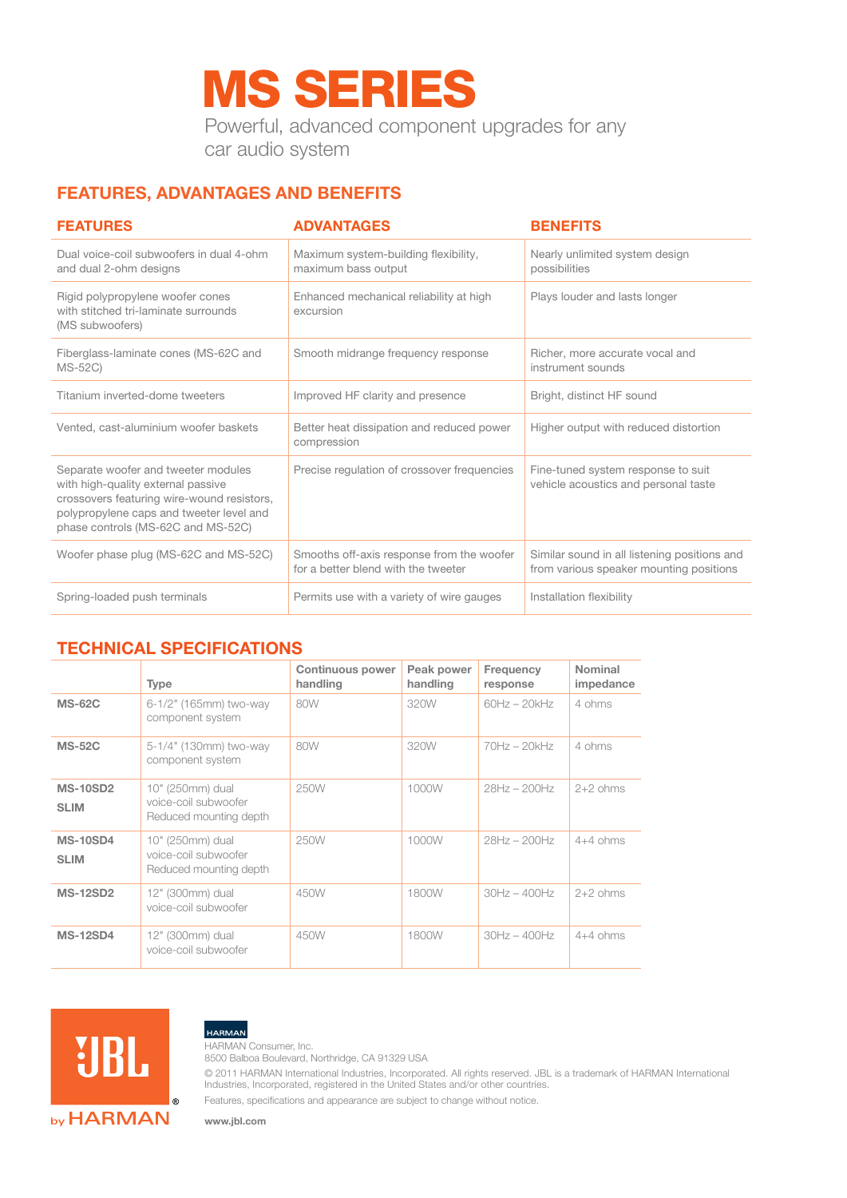# MS SERIES

Powerful, advanced component upgrades for any car audio system

## FEATURES, ADVANTAGES AND BENEFITS

| FEATURES | ADVANTAGES | BENEFITS |
|---|---|---|
| Dual voice-coil subwoofers in dual 4-ohm and dual 2-ohm designs | Maximum system-building flexibility, maximum bass output | Nearly unlimited system design possibilities |
| Rigid polypropylene woofer cones with stitched tri-laminate surrounds (MS subwoofers) | Enhanced mechanical reliability at high excursion | Plays louder and lasts longer |
| Fiberglass-laminate cones (MS-62C and MS-52C) | Smooth midrange frequency response | Richer, more accurate vocal and instrument sounds |
| Titanium inverted-dome tweeters | Improved HF clarity and presence | Bright, distinct HF sound |
| Vented, cast-aluminium woofer baskets | Better heat dissipation and reduced power compression | Higher output with reduced distortion |
| Separate woofer and tweeter modules with high-quality external passive crossovers featuring wire-wound resistors, polypropylene caps and tweeter level and phase controls (MS-62C and MS-52C) | Precise regulation of crossover frequencies | Fine-tuned system response to suit vehicle acoustics and personal taste |
| Woofer phase plug (MS-62C and MS-52C) | Smooths off-axis response from the woofer for a better blend with the tweeter | Similar sound in all listening positions and from various speaker mounting positions |
| Spring-loaded push terminals | Permits use with a variety of wire gauges | Installation flexibility |

## TECHNICAL SPECIFICATIONS

| | Type | Continuous power handling | Peak power handling | Frequency response | Nominal impedance |
|---|---|---|---|---|---|
| **MS-62C** | 6-1/2" (165mm) two-way component system | 80W | 320W | 60Hz – 20kHz | 4 ohms |
| **MS-52C** | 5-1/4" (130mm) two-way component system | 80W | 320W | 70Hz – 20kHz | 4 ohms |
| **MS-10SD2 SLIM** | 10" (250mm) dual voice-coil subwoofer Reduced mounting depth | 250W | 1000W | 28Hz – 200Hz | 2+2 ohms |
| **MS-10SD4 SLIM** | 10" (250mm) dual voice-coil subwoofer Reduced mounting depth | 250W | 1000W | 28Hz – 200Hz | 4+4 ohms |
| **MS-12SD2** | 12" (300mm) dual voice-coil subwoofer | 450W | 1800W | 30Hz – 400Hz | 2+2 ohms |
| **MS-12SD4** | 12" (300mm) dual voice-coil subwoofer | 450W | 1800W | 30Hz – 400Hz | 4+4 ohms |

JBL® by HARMAN

HARMAN

HARMAN Consumer, Inc.
8500 Balboa Boulevard, Northridge, CA 91329 USA

© 2011 HARMAN International Industries, Incorporated. All rights reserved. JBL is a trademark of HARMAN International Industries, Incorporated, registered in the United States and/or other countries.

Features, specifications and appearance are subject to change without notice.

**www.jbl.com**